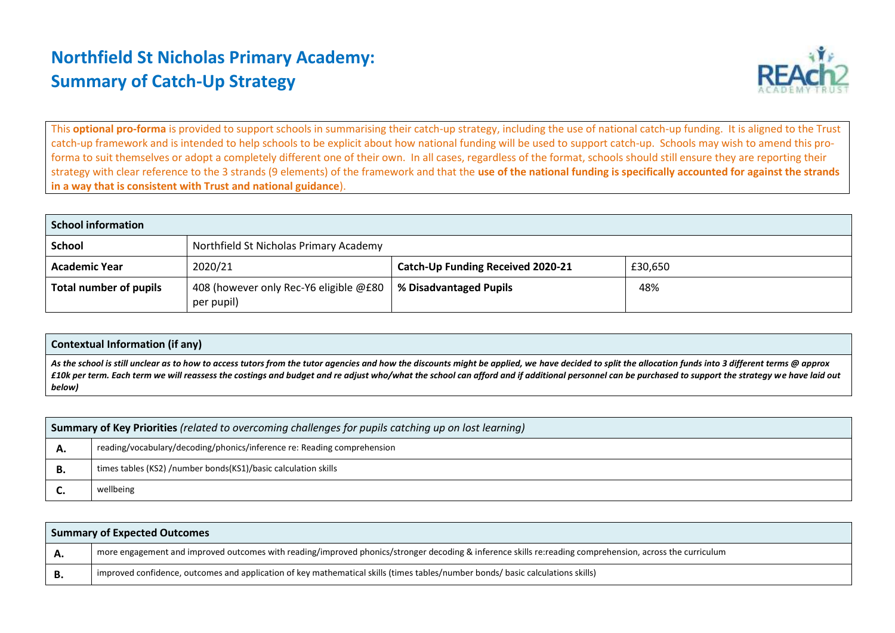# Northfield St Nicholas Primary Academy:
# Summary of Catch-Up Strategy

This **optional pro-forma** is provided to support schools in summarising their catch-up strategy, including the use of national catch-up funding. It is aligned to the Trust catch-up framework and is intended to help schools to be explicit about how national funding will be used to support catch-up. Schools may wish to amend this pro-forma to suit themselves or adopt a completely different one of their own. In all cases, regardless of the format, schools should still ensure they are reporting their strategy with clear reference to the 3 strands (9 elements) of the framework and that the **use of the national funding is specifically accounted for against the strands in a way that is consistent with Trust and national guidance**).

| **School information** | | | |
|---|---|---|---|
| **School** | Northfield St Nicholas Primary Academy | | |
| **Academic Year** | 2020/21 | **Catch-Up Funding Received 2020-21** | £30,650 |
| **Total number of pupils** | 408 (however only Rec-Y6 eligible @£80 per pupil) | **% Disadvantaged Pupils** | 48% |

| **Contextual Information (if any)** |
|---|
| ***As the school is still unclear as to how to access tutors from the tutor agencies and how the discounts might be applied, we have decided to split the allocation funds into 3 different terms @ approx £10k per term. Each term we will reassess the costings and budget and re adjust who/what the school can afford and if additional personnel can be purchased to support the strategy we have laid out below)*** |

| **Summary of Key Priorities** *(related to overcoming challenges for pupils catching up on lost learning)* | |
|---|---|
| **A.** | reading/vocabulary/decoding/phonics/inference re: Reading comprehension |
| **B.** | times tables (KS2) /number bonds(KS1)/basic calculation skills |
| **C.** | wellbeing |

| **Summary of Expected Outcomes** | |
|---|---|
| **A.** | more engagement and improved outcomes with reading/improved phonics/stronger decoding & inference skills re:reading comprehension, across the curriculum |
| **B.** | improved confidence, outcomes and application of key mathematical skills (times tables/number bonds/ basic calculations skills) |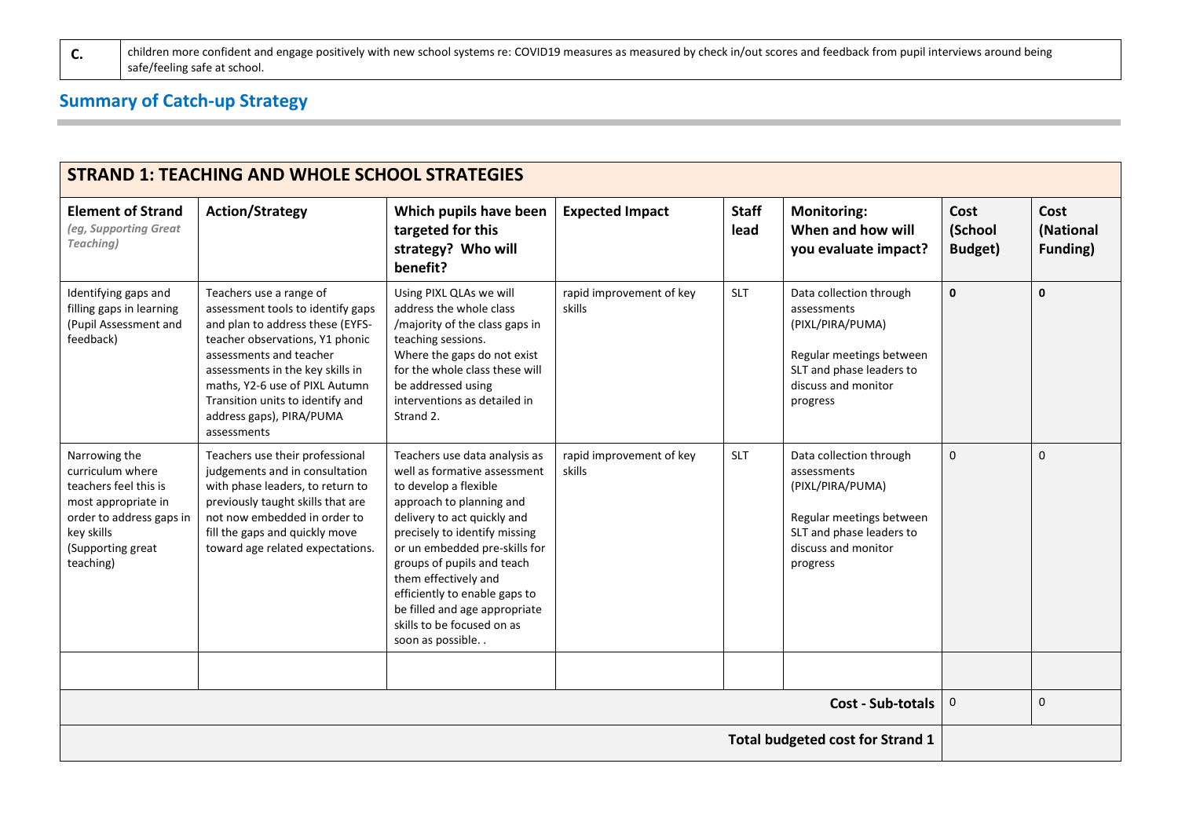| C. | children more confident and engage positively with new school systems re: COVID19 measures as measured by check in/out scores and feedback from pupil interviews around being safe/feeling safe at school. |
|---|---|

## Summary of Catch-up Strategy

| STRAND 1: TEACHING AND WHOLE SCHOOL STRATEGIES | | | | | | | |
|---|---|---|---|---|---|---|---|
| **Element of Strand** *(eg, Supporting Great Teaching)* | **Action/Strategy** | **Which pupils have been targeted for this strategy? Who will benefit?** | **Expected Impact** | **Staff lead** | **Monitoring: When and how will you evaluate impact?** | **Cost (School Budget)** | **Cost (National Funding)** |
| Identifying gaps and filling gaps in learning (Pupil Assessment and feedback) | Teachers use a range of assessment tools to identify gaps and plan to address these (EYFS-teacher observations, Y1 phonic assessments and teacher assessments in the key skills in maths, Y2-6 use of PIXL Autumn Transition units to identify and address gaps), PIRA/PUMA assessments | Using PIXL QLAs we will address the whole class /majority of the class gaps in teaching sessions. Where the gaps do not exist for the whole class these will be addressed using interventions as detailed in Strand 2. | rapid improvement of key skills | SLT | Data collection through assessments (PIXL/PIRA/PUMA)<br><br>Regular meetings between SLT and phase leaders to discuss and monitor progress | **0** | **0** |
| Narrowing the curriculum where teachers feel this is most appropriate in order to address gaps in key skills (Supporting great teaching) | Teachers use their professional judgements and in consultation with phase leaders, to return to previously taught skills that are not now embedded in order to fill the gaps and quickly move toward age related expectations. | Teachers use data analysis as well as formative assessment to develop a flexible approach to planning and delivery to act quickly and precisely to identify missing or un embedded pre-skills for groups of pupils and teach them effectively and efficiently to enable gaps to be filled and age appropriate skills to be focused on as soon as possible. . | rapid improvement of key skills | SLT | Data collection through assessments (PIXL/PIRA/PUMA)<br><br>Regular meetings between SLT and phase leaders to discuss and monitor progress | 0 | 0 |
| | | | | | | | |
| | | | | | **Cost - Sub-totals** | 0 | 0 |
| | | | | | **Total budgeted cost for Strand 1** | | |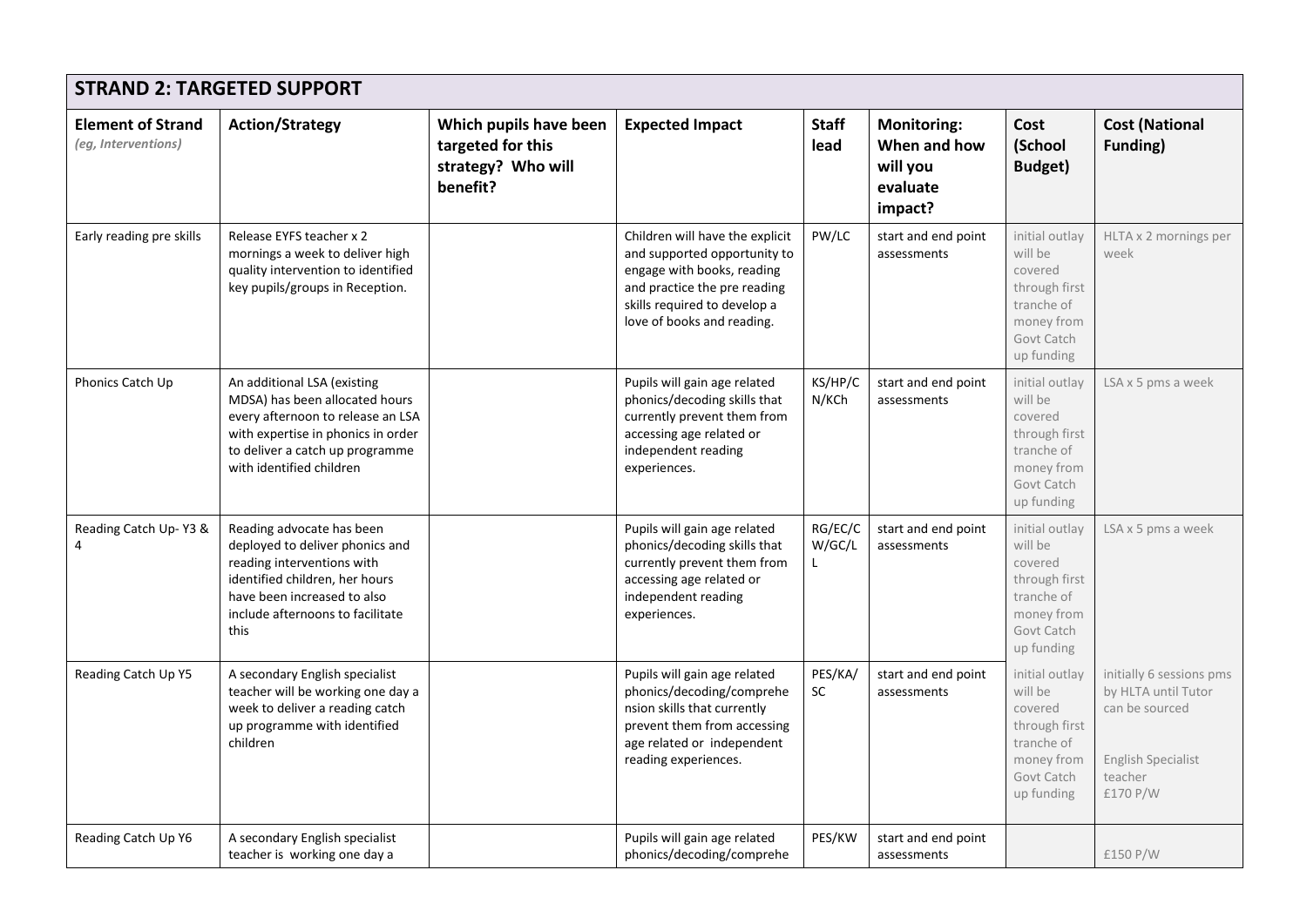## STRAND 2: TARGETED SUPPORT

| Element of Strand *(eg, Interventions)* | Action/Strategy | Which pupils have been targeted for this strategy? Who will benefit? | Expected Impact | Staff lead | Monitoring: When and how will you evaluate impact? | Cost (School Budget) | Cost (National Funding) |
|---|---|---|---|---|---|---|---|
| Early reading pre skills | Release EYFS teacher x 2 mornings a week to deliver high quality intervention to identified key pupils/groups in Reception. | | Children will have the explicit and supported opportunity to engage with books, reading and practice the pre reading skills required to develop a love of books and reading. | PW/LC | start and end point assessments | initial outlay will be covered through first tranche of money from Govt Catch up funding | HLTA x 2 mornings per week |
| Phonics Catch Up | An additional LSA (existing MDSA) has been allocated hours every afternoon to release an LSA with expertise in phonics in order to deliver a catch up programme with identified children | | Pupils will gain age related phonics/decoding skills that currently prevent them from accessing age related or independent reading experiences. | KS/HP/CN/KCh | start and end point assessments | initial outlay will be covered through first tranche of money from Govt Catch up funding | LSA x 5 pms a week |
| Reading Catch Up- Y3 & 4 | Reading advocate has been deployed to deliver phonics and reading interventions with identified children, her hours have been increased to also include afternoons to facilitate this | | Pupils will gain age related phonics/decoding skills that currently prevent them from accessing age related or independent reading experiences. | RG/EC/CW/GC/LL | start and end point assessments | initial outlay will be covered through first tranche of money from Govt Catch up funding | LSA x 5 pms a week |
| Reading Catch Up Y5 | A secondary English specialist teacher will be working one day a week to deliver a reading catch up programme with identified children | | Pupils will gain age related phonics/decoding/comprehension skills that currently prevent them from accessing age related or independent reading experiences. | PES/KA/SC | start and end point assessments | initial outlay will be covered through first tranche of money from Govt Catch up funding | initially 6 sessions pms by HLTA until Tutor can be sourced<br><br>English Specialist teacher £170 P/W |
| Reading Catch Up Y6 | A secondary English specialist teacher is working one day a | | Pupils will gain age related phonics/decoding/comprehe | PES/KW | start and end point assessments | | £150 P/W |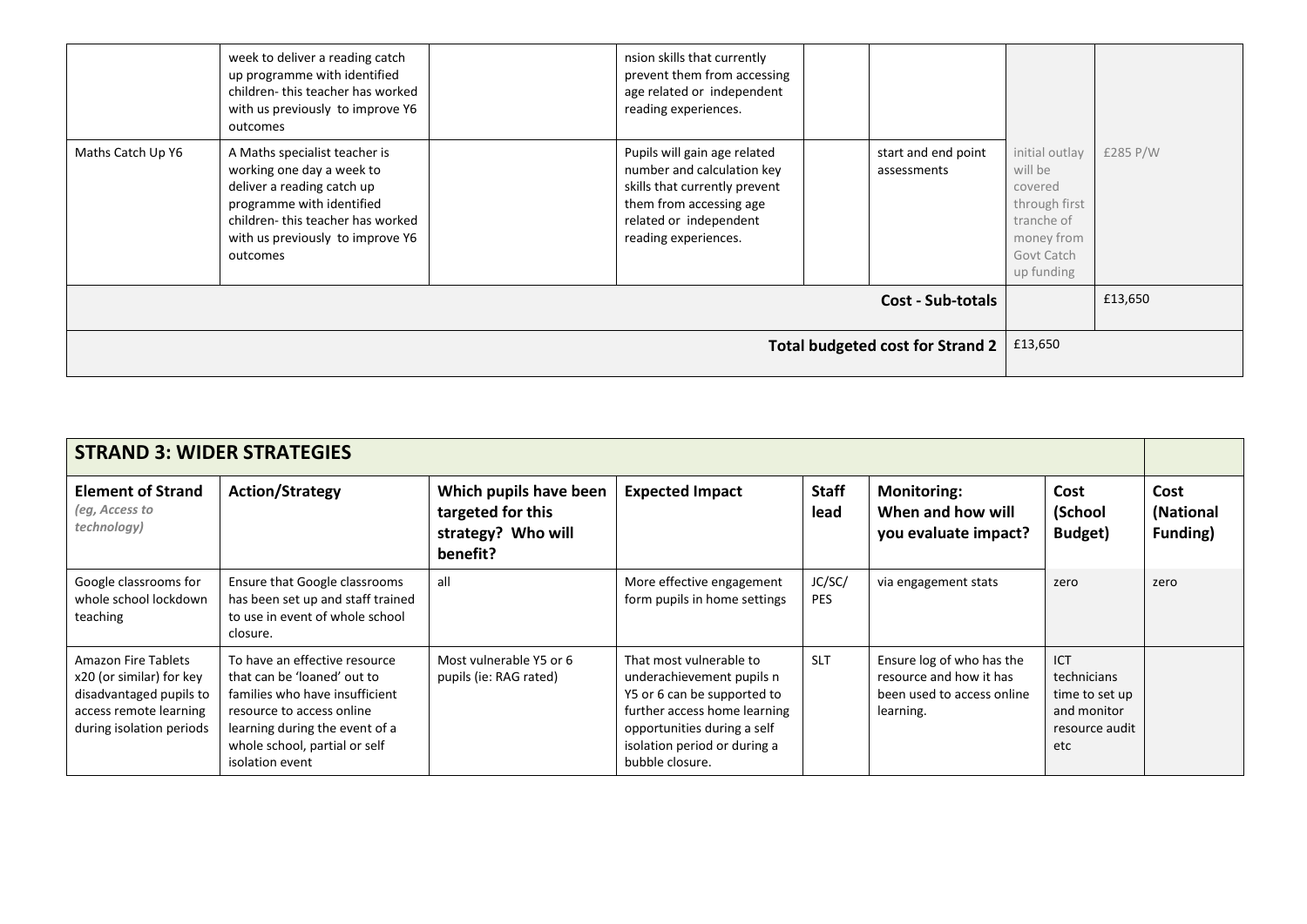| | | | | | | | |
|---|---|---|---|---|---|---|---|
| | week to deliver a reading catch up programme with identified children- this teacher has worked with us previously to improve Y6 outcomes | | nsion skills that currently prevent them from accessing age related or independent reading experiences. | | | | |
| Maths Catch Up Y6 | A Maths specialist teacher is working one day a week to deliver a reading catch up programme with identified children- this teacher has worked with us previously to improve Y6 outcomes | | Pupils will gain age related number and calculation key skills that currently prevent them from accessing age related or independent reading experiences. | | start and end point assessments | initial outlay will be covered through first tranche of money from Govt Catch up funding | £285 P/W |
| | | | | | **Cost - Sub-totals** | | £13,650 |
| | | | | | **Total budgeted cost for Strand 2** | £13,650 | |

| **STRAND 3: WIDER STRATEGIES** | | | | | | | |
|---|---|---|---|---|---|---|---|
| **Element of Strand** *(eg, Access to technology)* | **Action/Strategy** | **Which pupils have been targeted for this strategy? Who will benefit?** | **Expected Impact** | **Staff lead** | **Monitoring: When and how will you evaluate impact?** | **Cost (School Budget)** | **Cost (National Funding)** |
| Google classrooms for whole school lockdown teaching | Ensure that Google classrooms has been set up and staff trained to use in event of whole school closure. | all | More effective engagement form pupils in home settings | JC/SC/ PES | via engagement stats | zero | zero |
| Amazon Fire Tablets x20 (or similar) for key disadvantaged pupils to access remote learning during isolation periods | To have an effective resource that can be 'loaned' out to families who have insufficient resource to access online learning during the event of a whole school, partial or self isolation event | Most vulnerable Y5 or 6 pupils (ie: RAG rated) | That most vulnerable to underachievement pupils n Y5 or 6 can be supported to further access home learning opportunities during a self isolation period or during a bubble closure. | SLT | Ensure log of who has the resource and how it has been used to access online learning. | ICT technicians time to set up and monitor resource audit etc | |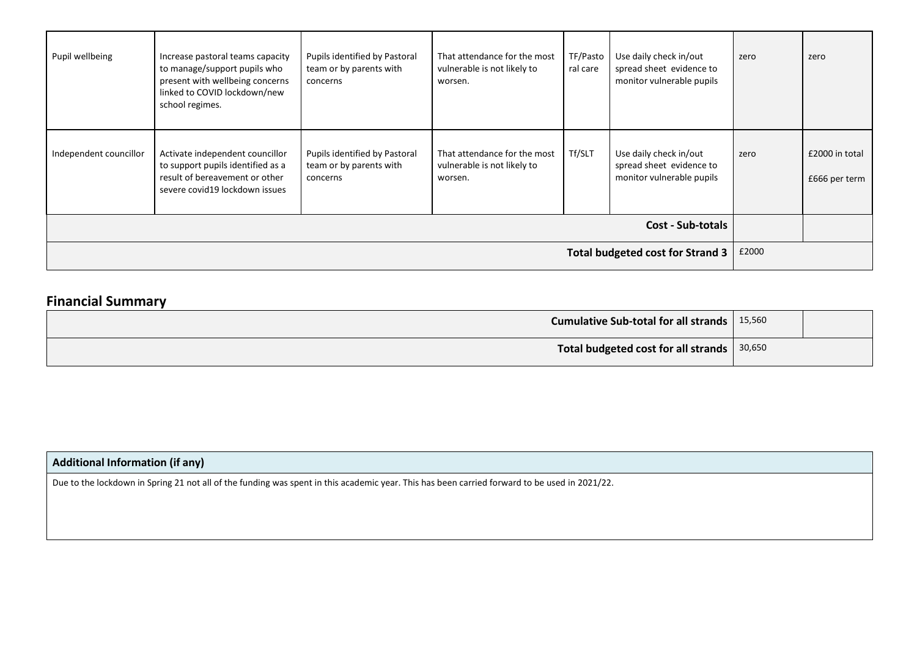| | | | | | | | |
|---|---|---|---|---|---|---|---|
| Pupil wellbeing | Increase pastoral teams capacity to manage/support pupils who present with wellbeing concerns linked to COVID lockdown/new school regimes. | Pupils identified by Pastoral team or by parents with concerns | That attendance for the most vulnerable is not likely to worsen. | TF/Pastoral care | Use daily check in/out spread sheet evidence to monitor vulnerable pupils | zero | zero |
| Independent councillor | Activate independent councillor to support pupils identified as a result of bereavement or other severe covid19 lockdown issues | Pupils identified by Pastoral team or by parents with concerns | That attendance for the most vulnerable is not likely to worsen. | Tf/SLT | Use daily check in/out spread sheet evidence to monitor vulnerable pupils | zero | £2000 in total<br>£666 per term |
| | | | | | **Cost - Sub-totals** | | |
| | | | | | **Total budgeted cost for Strand 3** | £2000 | |

## Financial Summary

| | | |
|---|---|---|
| **Cumulative Sub-total for all strands** | 15,560 | |
| **Total budgeted cost for all strands** | 30,650 | |

| **Additional Information (if any)** |
|---|
| Due to the lockdown in Spring 21 not all of the funding was spent in this academic year. This has been carried forward to be used in 2021/22. |